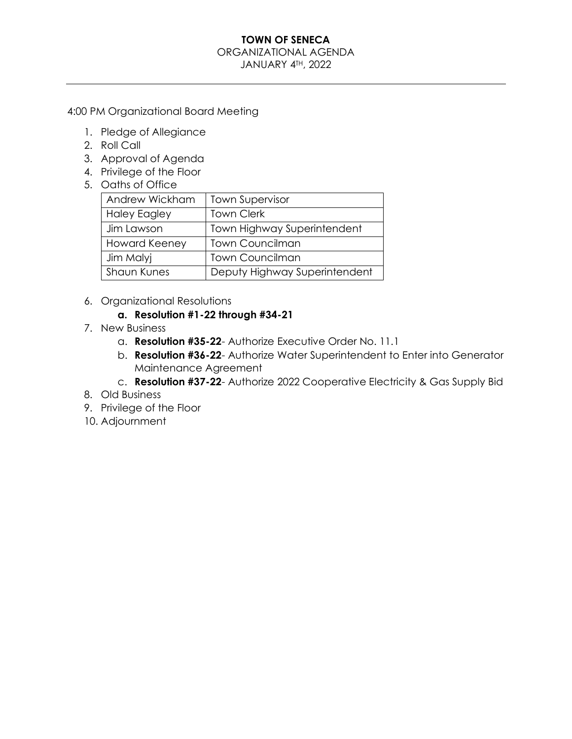**TOWN OF SENECA**

ORGANIZATIONAL AGENDA

JANUARY 4TH, 2022

---

4:00 PM Organizational Board Meeting

1. Pledge of Allegiance
2. Roll Call
3. Approval of Agenda
4. Privilege of the Floor
5. Oaths of Office

| Andrew Wickham | Town Supervisor |
|---|---|
| Haley Eagley | Town Clerk |
| Jim Lawson | Town Highway Superintendent |
| Howard Keeney | Town Councilman |
| Jim Malyj | Town Councilman |
| Shaun Kunes | Deputy Highway Superintendent |

6. Organizational Resolutions
   a. **Resolution #1-22 through #34-21**
7. New Business
   a. **Resolution #35-22**- Authorize Executive Order No. 11.1
   b. **Resolution #36-22**- Authorize Water Superintendent to Enter into Generator Maintenance Agreement
   c. **Resolution #37-22**- Authorize 2022 Cooperative Electricity & Gas Supply Bid
8. Old Business
9. Privilege of the Floor
10. Adjournment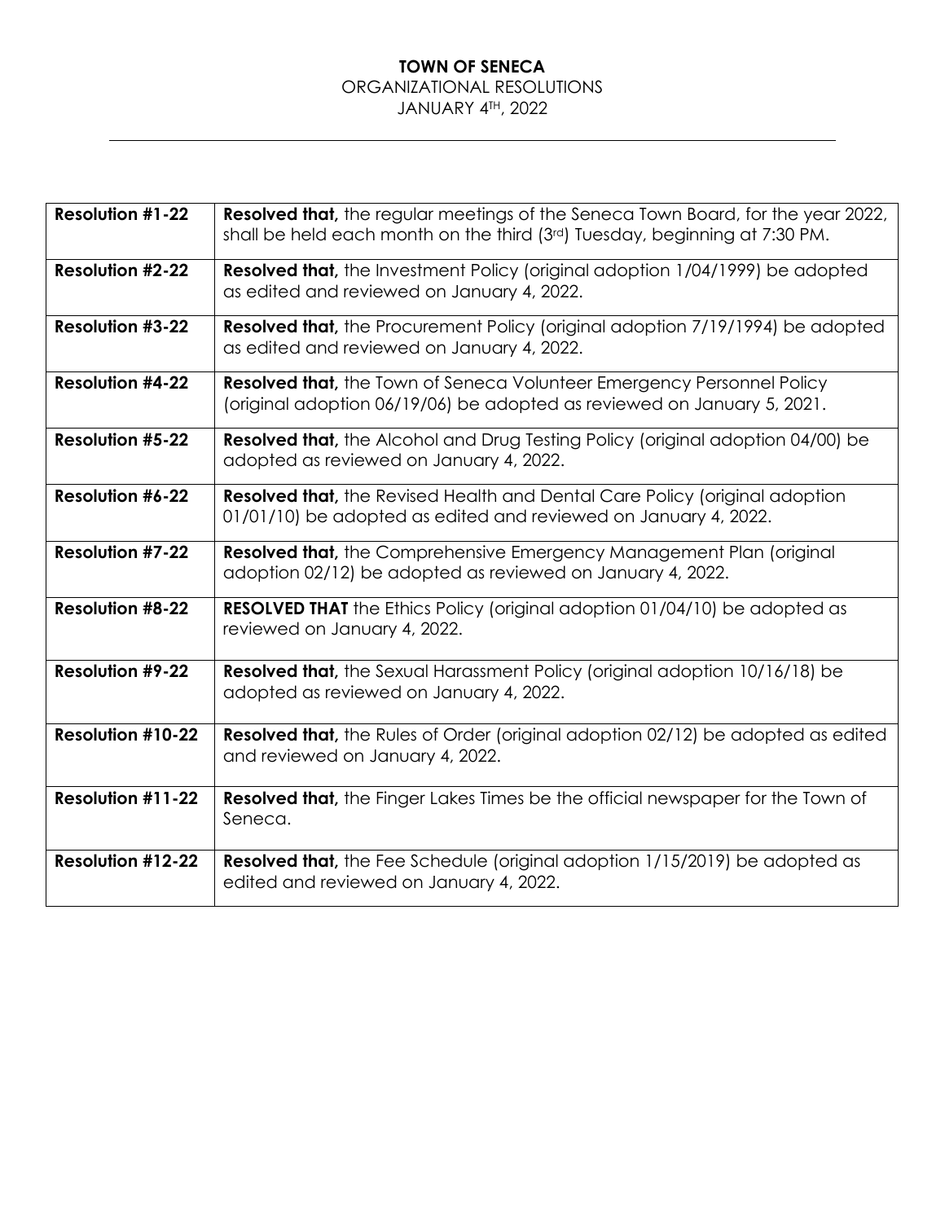**TOWN OF SENECA**
ORGANIZATIONAL RESOLUTIONS
JANUARY 4TH, 2022

---

| | |
|---|---|
| **Resolution #1-22** | **Resolved that,** the regular meetings of the Seneca Town Board, for the year 2022, shall be held each month on the third (3rd) Tuesday, beginning at 7:30 PM. |
| **Resolution #2-22** | **Resolved that,** the Investment Policy (original adoption 1/04/1999) be adopted as edited and reviewed on January 4, 2022. |
| **Resolution #3-22** | **Resolved that,** the Procurement Policy (original adoption 7/19/1994) be adopted as edited and reviewed on January 4, 2022. |
| **Resolution #4-22** | **Resolved that,** the Town of Seneca Volunteer Emergency Personnel Policy (original adoption 06/19/06) be adopted as reviewed on January 5, 2021. |
| **Resolution #5-22** | **Resolved that,** the Alcohol and Drug Testing Policy (original adoption 04/00) be adopted as reviewed on January 4, 2022. |
| **Resolution #6-22** | **Resolved that,** the Revised Health and Dental Care Policy (original adoption 01/01/10) be adopted as edited and reviewed on January 4, 2022. |
| **Resolution #7-22** | **Resolved that,** the Comprehensive Emergency Management Plan (original adoption 02/12) be adopted as reviewed on January 4, 2022. |
| **Resolution #8-22** | **RESOLVED THAT** the Ethics Policy (original adoption 01/04/10) be adopted as reviewed on January 4, 2022. |
| **Resolution #9-22** | **Resolved that,** the Sexual Harassment Policy (original adoption 10/16/18) be adopted as reviewed on January 4, 2022. |
| **Resolution #10-22** | **Resolved that,** the Rules of Order (original adoption 02/12) be adopted as edited and reviewed on January 4, 2022. |
| **Resolution #11-22** | **Resolved that,** the Finger Lakes Times be the official newspaper for the Town of Seneca. |
| **Resolution #12-22** | **Resolved that,** the Fee Schedule (original adoption 1/15/2019) be adopted as edited and reviewed on January 4, 2022. |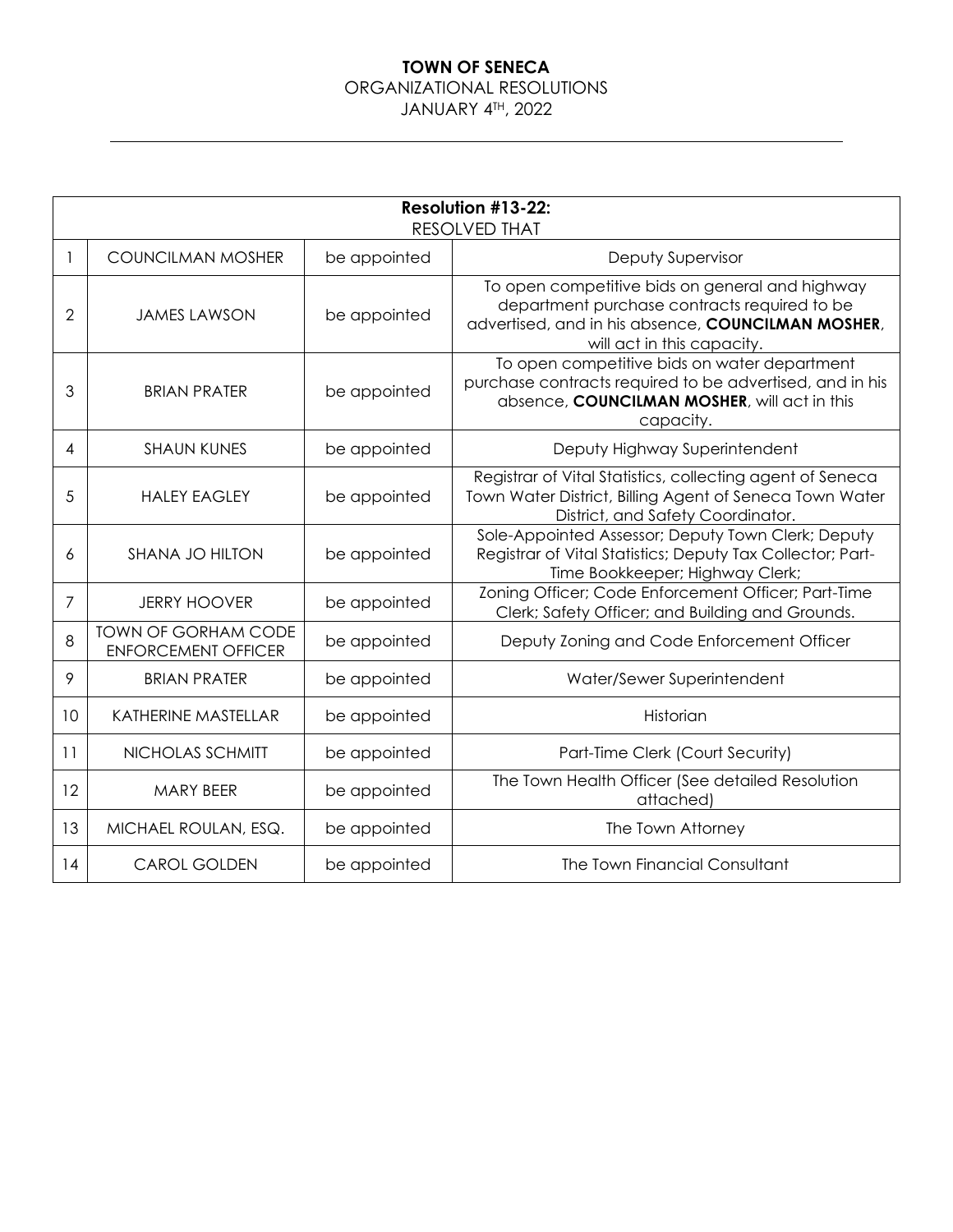**TOWN OF SENECA**
ORGANIZATIONAL RESOLUTIONS
JANUARY 4TH, 2022

---

| **Resolution #13-22:** RESOLVED THAT | | | |
|---|---|---|---|
| 1 | COUNCILMAN MOSHER | be appointed | Deputy Supervisor |
| 2 | JAMES LAWSON | be appointed | To open competitive bids on general and highway department purchase contracts required to be advertised, and in his absence, **COUNCILMAN MOSHER**, will act in this capacity. |
| 3 | BRIAN PRATER | be appointed | To open competitive bids on water department purchase contracts required to be advertised, and in his absence, **COUNCILMAN MOSHER**, will act in this capacity. |
| 4 | SHAUN KUNES | be appointed | Deputy Highway Superintendent |
| 5 | HALEY EAGLEY | be appointed | Registrar of Vital Statistics, collecting agent of Seneca Town Water District, Billing Agent of Seneca Town Water District, and Safety Coordinator. |
| 6 | SHANA JO HILTON | be appointed | Sole-Appointed Assessor; Deputy Town Clerk; Deputy Registrar of Vital Statistics; Deputy Tax Collector; Part-Time Bookkeeper; Highway Clerk; |
| 7 | JERRY HOOVER | be appointed | Zoning Officer; Code Enforcement Officer; Part-Time Clerk; Safety Officer; and Building and Grounds. |
| 8 | TOWN OF GORHAM CODE ENFORCEMENT OFFICER | be appointed | Deputy Zoning and Code Enforcement Officer |
| 9 | BRIAN PRATER | be appointed | Water/Sewer Superintendent |
| 10 | KATHERINE MASTELLAR | be appointed | Historian |
| 11 | NICHOLAS SCHMITT | be appointed | Part-Time Clerk (Court Security) |
| 12 | MARY BEER | be appointed | The Town Health Officer (See detailed Resolution attached) |
| 13 | MICHAEL ROULAN, ESQ. | be appointed | The Town Attorney |
| 14 | CAROL GOLDEN | be appointed | The Town Financial Consultant |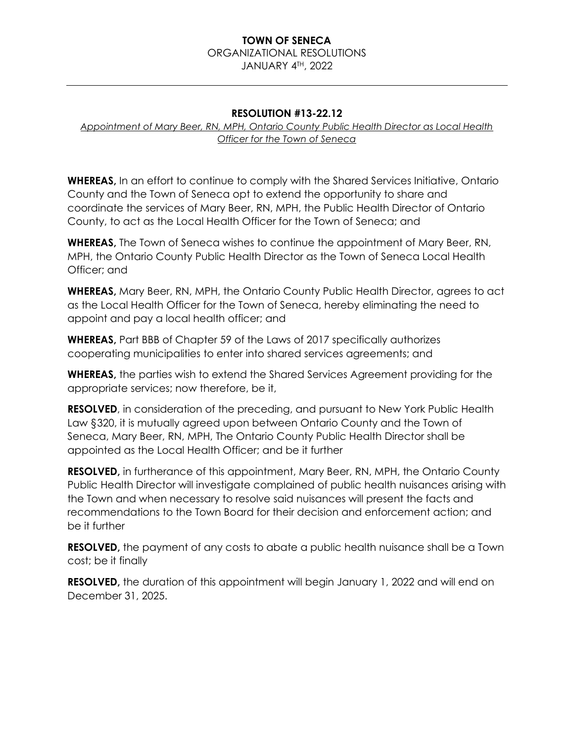**TOWN OF SENECA**
ORGANIZATIONAL RESOLUTIONS
JANUARY 4TH, 2022

---

### RESOLUTION #13-22.12

*Appointment of Mary Beer, RN, MPH, Ontario County Public Health Director as Local Health Officer for the Town of Seneca*

**WHEREAS,** In an effort to continue to comply with the Shared Services Initiative, Ontario County and the Town of Seneca opt to extend the opportunity to share and coordinate the services of Mary Beer, RN, MPH, the Public Health Director of Ontario County, to act as the Local Health Officer for the Town of Seneca; and

**WHEREAS,** The Town of Seneca wishes to continue the appointment of Mary Beer, RN, MPH, the Ontario County Public Health Director as the Town of Seneca Local Health Officer; and

**WHEREAS,** Mary Beer, RN, MPH, the Ontario County Public Health Director, agrees to act as the Local Health Officer for the Town of Seneca, hereby eliminating the need to appoint and pay a local health officer; and

**WHEREAS,** Part BBB of Chapter 59 of the Laws of 2017 specifically authorizes cooperating municipalities to enter into shared services agreements; and

**WHEREAS,** the parties wish to extend the Shared Services Agreement providing for the appropriate services; now therefore, be it,

**RESOLVED**, in consideration of the preceding, and pursuant to New York Public Health Law §320, it is mutually agreed upon between Ontario County and the Town of Seneca, Mary Beer, RN, MPH, The Ontario County Public Health Director shall be appointed as the Local Health Officer; and be it further

**RESOLVED,** in furtherance of this appointment, Mary Beer, RN, MPH, the Ontario County Public Health Director will investigate complained of public health nuisances arising with the Town and when necessary to resolve said nuisances will present the facts and recommendations to the Town Board for their decision and enforcement action; and be it further

**RESOLVED,** the payment of any costs to abate a public health nuisance shall be a Town cost; be it finally

**RESOLVED,** the duration of this appointment will begin January 1, 2022 and will end on December 31, 2025.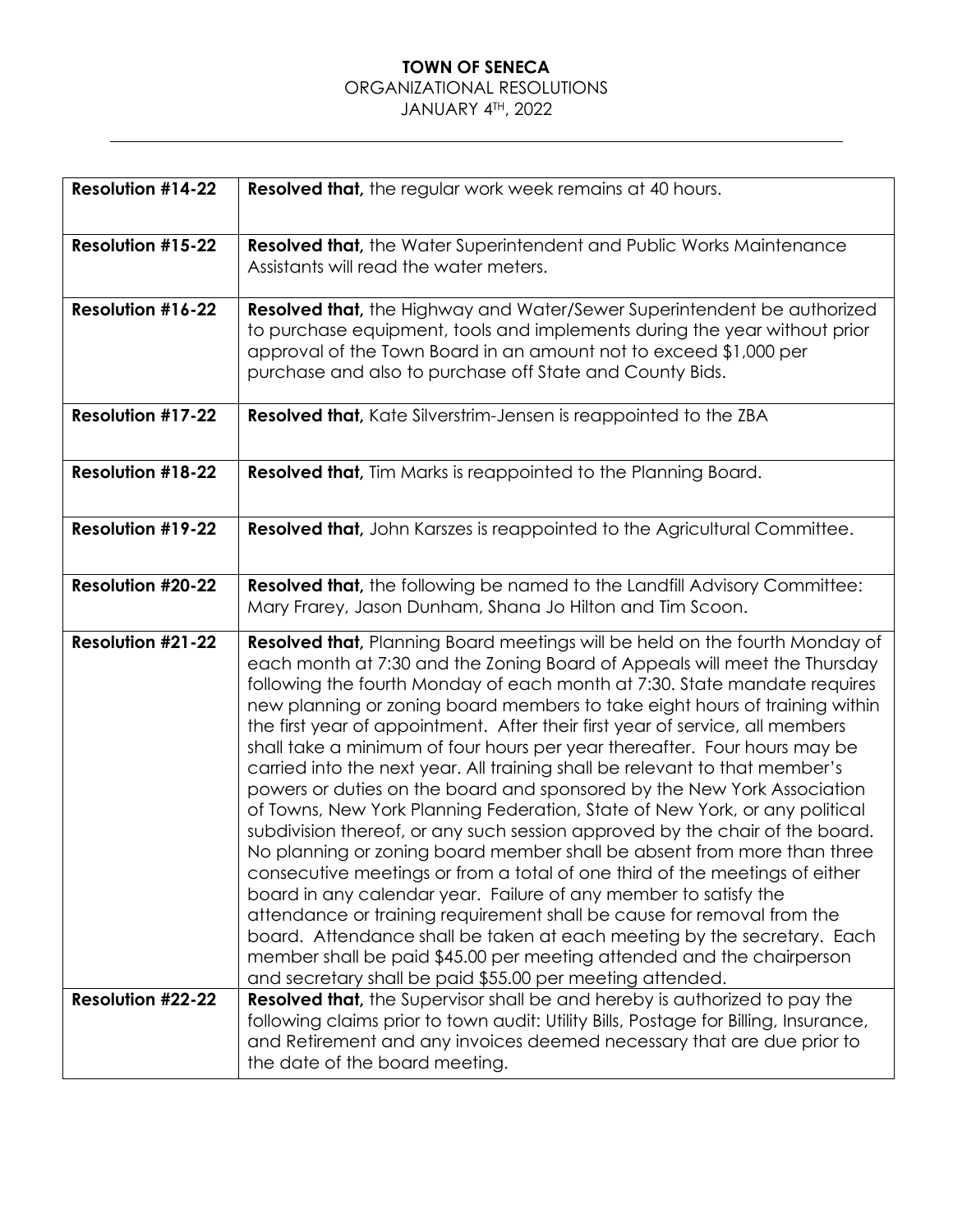**TOWN OF SENECA**
ORGANIZATIONAL RESOLUTIONS
JANUARY 4TH, 2022

| | |
|---|---|
| **Resolution #14-22** | **Resolved that,** the regular work week remains at 40 hours. |
| **Resolution #15-22** | **Resolved that,** the Water Superintendent and Public Works Maintenance Assistants will read the water meters. |
| **Resolution #16-22** | **Resolved that,** the Highway and Water/Sewer Superintendent be authorized to purchase equipment, tools and implements during the year without prior approval of the Town Board in an amount not to exceed $1,000 per purchase and also to purchase off State and County Bids. |
| **Resolution #17-22** | **Resolved that,** Kate Silverstrim-Jensen is reappointed to the ZBA |
| **Resolution #18-22** | **Resolved that,** Tim Marks is reappointed to the Planning Board. |
| **Resolution #19-22** | **Resolved that,** John Karszes is reappointed to the Agricultural Committee. |
| **Resolution #20-22** | **Resolved that,** the following be named to the Landfill Advisory Committee: Mary Frarey, Jason Dunham, Shana Jo Hilton and Tim Scoon. |
| **Resolution #21-22** | **Resolved that,** Planning Board meetings will be held on the fourth Monday of each month at 7:30 and the Zoning Board of Appeals will meet the Thursday following the fourth Monday of each month at 7:30. State mandate requires new planning or zoning board members to take eight hours of training within the first year of appointment. After their first year of service, all members shall take a minimum of four hours per year thereafter. Four hours may be carried into the next year. All training shall be relevant to that member's powers or duties on the board and sponsored by the New York Association of Towns, New York Planning Federation, State of New York, or any political subdivision thereof, or any such session approved by the chair of the board. No planning or zoning board member shall be absent from more than three consecutive meetings or from a total of one third of the meetings of either board in any calendar year. Failure of any member to satisfy the attendance or training requirement shall be cause for removal from the board. Attendance shall be taken at each meeting by the secretary. Each member shall be paid $45.00 per meeting attended and the chairperson and secretary shall be paid $55.00 per meeting attended. |
| **Resolution #22-22** | **Resolved that,** the Supervisor shall be and hereby is authorized to pay the following claims prior to town audit: Utility Bills, Postage for Billing, Insurance, and Retirement and any invoices deemed necessary that are due prior to the date of the board meeting. |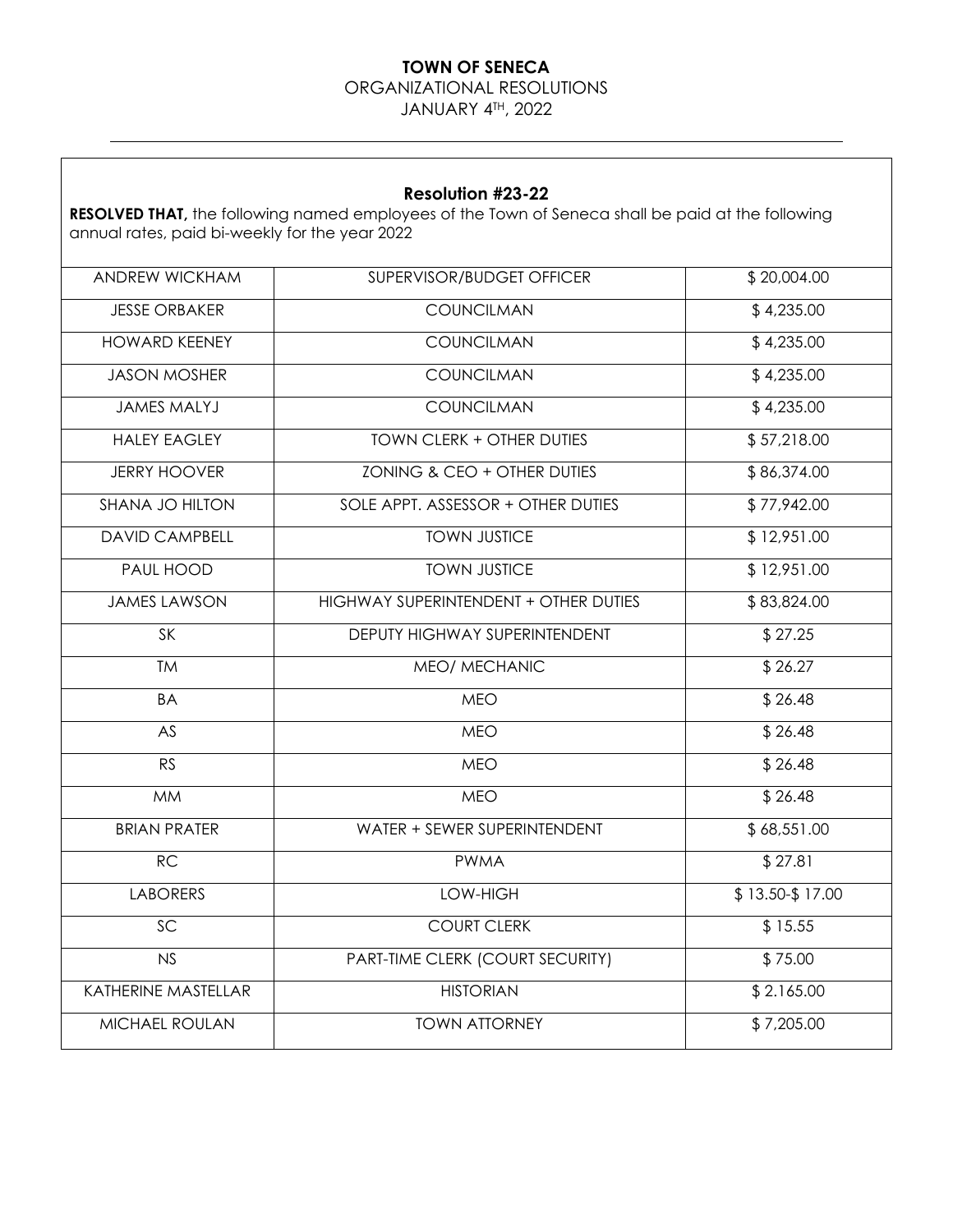**TOWN OF SENECA**
ORGANIZATIONAL RESOLUTIONS
JANUARY 4TH, 2022

---

### Resolution #23-22

**RESOLVED THAT,** the following named employees of the Town of Seneca shall be paid at the following annual rates, paid bi-weekly for the year 2022

| | | |
|---|---|---|
| ANDREW WICKHAM | SUPERVISOR/BUDGET OFFICER | $ 20,004.00 |
| JESSE ORBAKER | COUNCILMAN | $ 4,235.00 |
| HOWARD KEENEY | COUNCILMAN | $ 4,235.00 |
| JASON MOSHER | COUNCILMAN | $ 4,235.00 |
| JAMES MALYJ | COUNCILMAN | $ 4,235.00 |
| HALEY EAGLEY | TOWN CLERK + OTHER DUTIES | $ 57,218.00 |
| JERRY HOOVER | ZONING & CEO + OTHER DUTIES | $ 86,374.00 |
| SHANA JO HILTON | SOLE APPT. ASSESSOR + OTHER DUTIES | $ 77,942.00 |
| DAVID CAMPBELL | TOWN JUSTICE | $ 12,951.00 |
| PAUL HOOD | TOWN JUSTICE | $ 12,951.00 |
| JAMES LAWSON | HIGHWAY SUPERINTENDENT + OTHER DUTIES | $ 83,824.00 |
| SK | DEPUTY HIGHWAY SUPERINTENDENT | $ 27.25 |
| TM | MEO/ MECHANIC | $ 26.27 |
| BA | MEO | $ 26.48 |
| AS | MEO | $ 26.48 |
| RS | MEO | $ 26.48 |
| MM | MEO | $ 26.48 |
| BRIAN PRATER | WATER + SEWER SUPERINTENDENT | $ 68,551.00 |
| RC | PWMA | $ 27.81 |
| LABORERS | LOW-HIGH | $ 13.50-$ 17.00 |
| SC | COURT CLERK | $ 15.55 |
| NS | PART-TIME CLERK (COURT SECURITY) | $ 75.00 |
| KATHERINE MASTELLAR | HISTORIAN | $ 2.165.00 |
| MICHAEL ROULAN | TOWN ATTORNEY | $ 7,205.00 |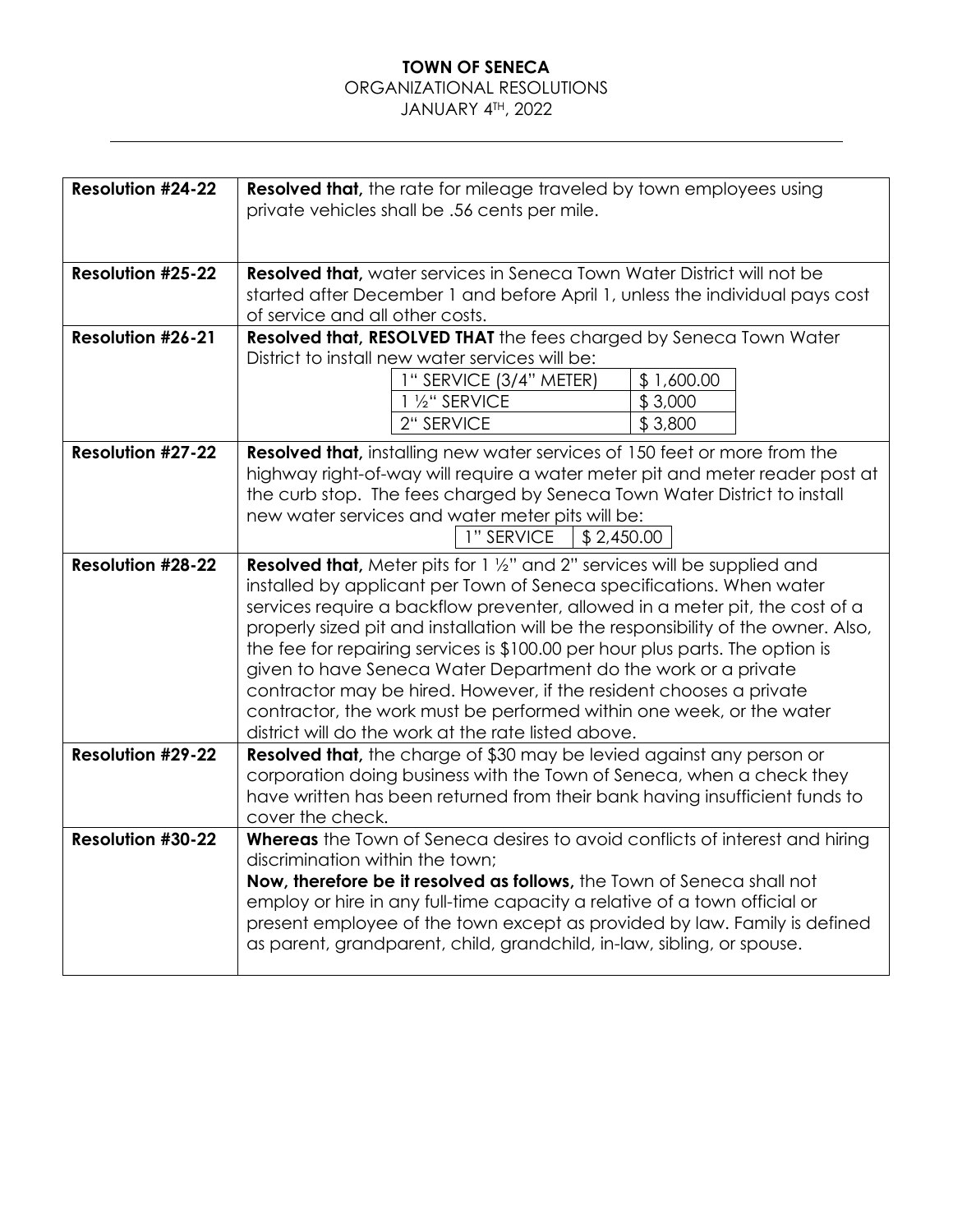**TOWN OF SENECA**
ORGANIZATIONAL RESOLUTIONS
JANUARY 4TH, 2022

---

| | |
|---|---|
| **Resolution #24-22** | **Resolved that,** the rate for mileage traveled by town employees using private vehicles shall be .56 cents per mile. |
| **Resolution #25-22** | **Resolved that,** water services in Seneca Town Water District will not be started after December 1 and before April 1, unless the individual pays cost of service and all other costs. |
| **Resolution #26-21** | **Resolved that, RESOLVED THAT** the fees charged by Seneca Town Water District to install new water services will be: 1" SERVICE (3/4" METER) – $ 1,600.00; 1 ½" SERVICE – $ 3,000; 2" SERVICE – $ 3,800 |
| **Resolution #27-22** | **Resolved that,** installing new water services of 150 feet or more from the highway right-of-way will require a water meter pit and meter reader post at the curb stop. The fees charged by Seneca Town Water District to install new water services and water meter pits will be: 1" SERVICE – $ 2,450.00 |
| **Resolution #28-22** | **Resolved that,** Meter pits for 1 ½" and 2" services will be supplied and installed by applicant per Town of Seneca specifications. When water services require a backflow preventer, allowed in a meter pit, the cost of a properly sized pit and installation will be the responsibility of the owner. Also, the fee for repairing services is $100.00 per hour plus parts. The option is given to have Seneca Water Department do the work or a private contractor may be hired. However, if the resident chooses a private contractor, the work must be performed within one week, or the water district will do the work at the rate listed above. |
| **Resolution #29-22** | **Resolved that,** the charge of $30 may be levied against any person or corporation doing business with the Town of Seneca, when a check they have written has been returned from their bank having insufficient funds to cover the check. |
| **Resolution #30-22** | **Whereas** the Town of Seneca desires to avoid conflicts of interest and hiring discrimination within the town; **Now, therefore be it resolved as follows,** the Town of Seneca shall not employ or hire in any full-time capacity a relative of a town official or present employee of the town except as provided by law. Family is defined as parent, grandparent, child, grandchild, in-law, sibling, or spouse. |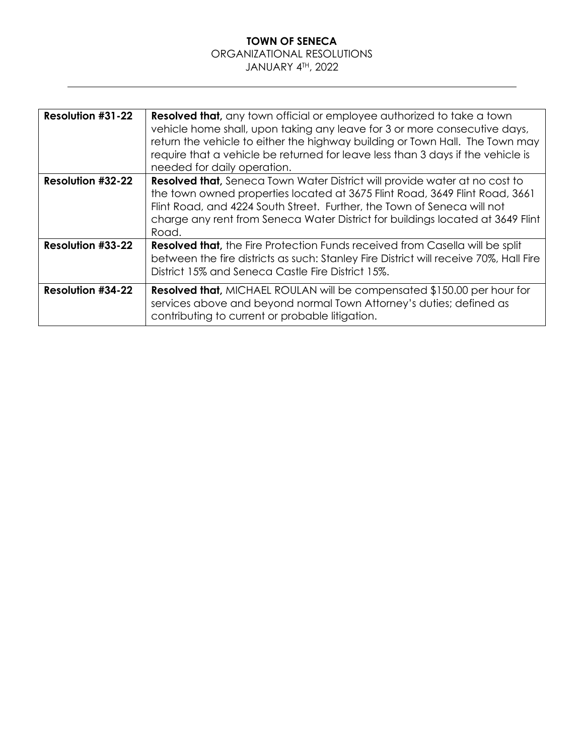**TOWN OF SENECA**
ORGANIZATIONAL RESOLUTIONS
JANUARY 4TH, 2022

---

| | |
|---|---|
| **Resolution #31-22** | **Resolved that,** any town official or employee authorized to take a town vehicle home shall, upon taking any leave for 3 or more consecutive days, return the vehicle to either the highway building or Town Hall. The Town may require that a vehicle be returned for leave less than 3 days if the vehicle is needed for daily operation. |
| **Resolution #32-22** | **Resolved that,** Seneca Town Water District will provide water at no cost to the town owned properties located at 3675 Flint Road, 3649 Flint Road, 3661 Flint Road, and 4224 South Street. Further, the Town of Seneca will not charge any rent from Seneca Water District for buildings located at 3649 Flint Road. |
| **Resolution #33-22** | **Resolved that,** the Fire Protection Funds received from Casella will be split between the fire districts as such: Stanley Fire District will receive 70%, Hall Fire District 15% and Seneca Castle Fire District 15%. |
| **Resolution #34-22** | **Resolved that,** MICHAEL ROULAN will be compensated $150.00 per hour for services above and beyond normal Town Attorney's duties; defined as contributing to current or probable litigation. |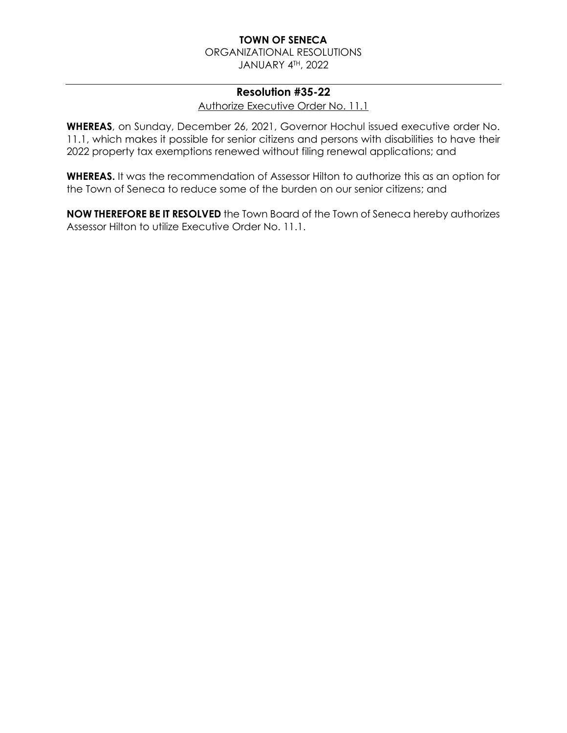**TOWN OF SENECA**

ORGANIZATIONAL RESOLUTIONS

JANUARY 4TH, 2022

---

## Resolution #35-22

Authorize Executive Order No. 11.1

**WHEREAS**, on Sunday, December 26, 2021, Governor Hochul issued executive order No. 11.1, which makes it possible for senior citizens and persons with disabilities to have their 2022 property tax exemptions renewed without filing renewal applications; and

**WHEREAS.** It was the recommendation of Assessor Hilton to authorize this as an option for the Town of Seneca to reduce some of the burden on our senior citizens; and

**NOW THEREFORE BE IT RESOLVED** the Town Board of the Town of Seneca hereby authorizes Assessor Hilton to utilize Executive Order No. 11.1.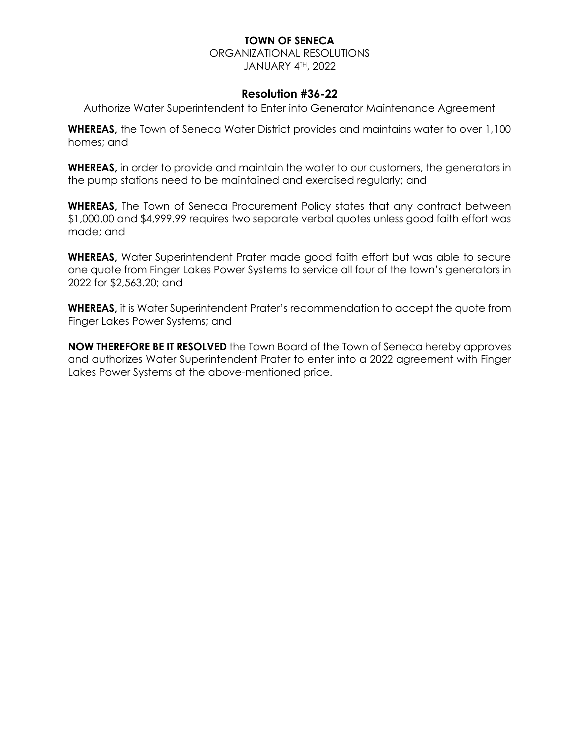**TOWN OF SENECA**
ORGANIZATIONAL RESOLUTIONS
JANUARY 4TH, 2022

---

## Resolution #36-22

Authorize Water Superintendent to Enter into Generator Maintenance Agreement

**WHEREAS,** the Town of Seneca Water District provides and maintains water to over 1,100 homes; and

**WHEREAS,** in order to provide and maintain the water to our customers, the generators in the pump stations need to be maintained and exercised regularly; and

**WHEREAS,** The Town of Seneca Procurement Policy states that any contract between $1,000.00 and $4,999.99 requires two separate verbal quotes unless good faith effort was made; and

**WHEREAS,** Water Superintendent Prater made good faith effort but was able to secure one quote from Finger Lakes Power Systems to service all four of the town's generators in 2022 for $2,563.20; and

**WHEREAS,** it is Water Superintendent Prater's recommendation to accept the quote from Finger Lakes Power Systems; and

**NOW THEREFORE BE IT RESOLVED** the Town Board of the Town of Seneca hereby approves and authorizes Water Superintendent Prater to enter into a 2022 agreement with Finger Lakes Power Systems at the above-mentioned price.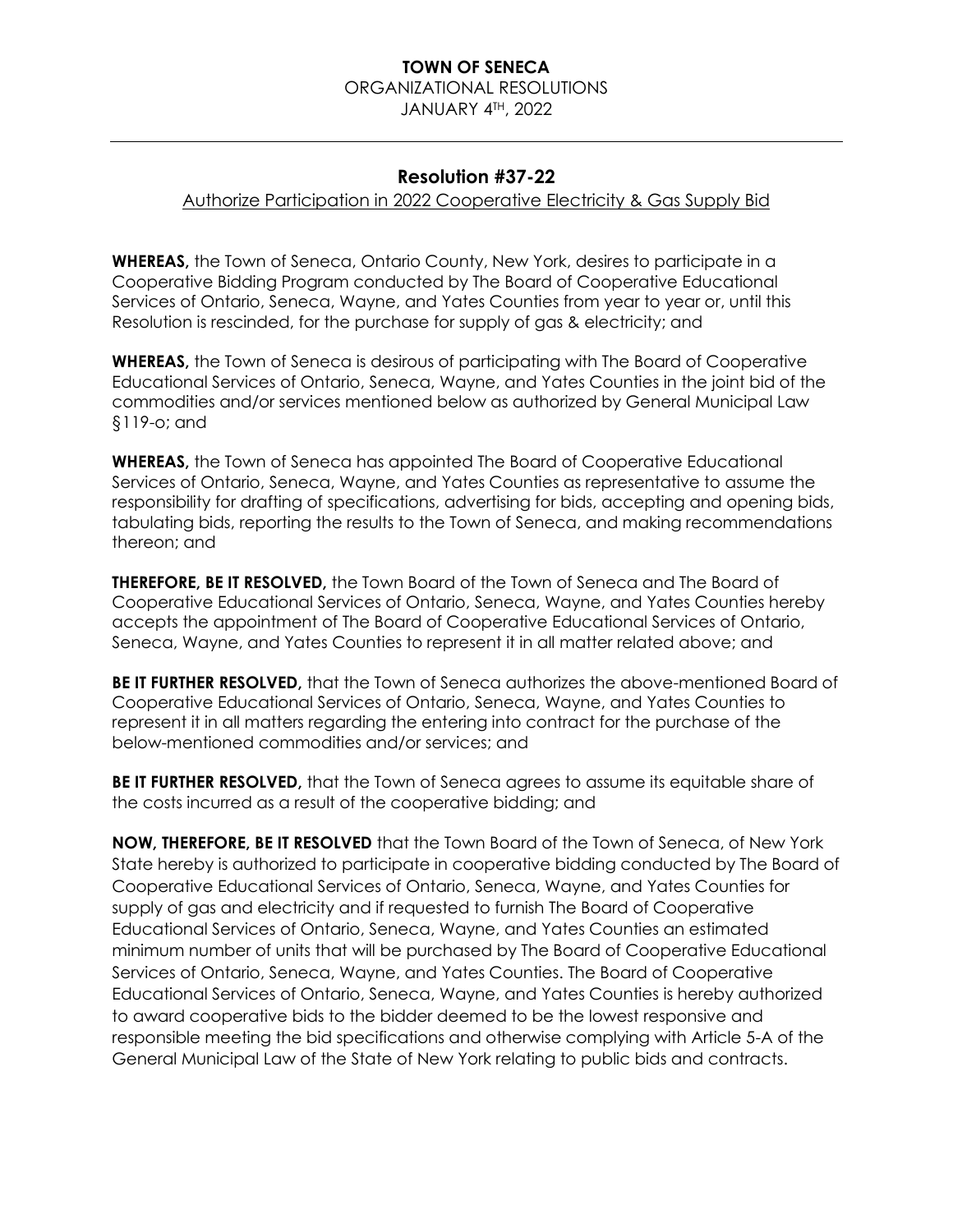**TOWN OF SENECA**
ORGANIZATIONAL RESOLUTIONS
JANUARY 4TH, 2022

---

## Resolution #37-22

Authorize Participation in 2022 Cooperative Electricity & Gas Supply Bid

**WHEREAS,** the Town of Seneca, Ontario County, New York, desires to participate in a Cooperative Bidding Program conducted by The Board of Cooperative Educational Services of Ontario, Seneca, Wayne, and Yates Counties from year to year or, until this Resolution is rescinded, for the purchase for supply of gas & electricity; and

**WHEREAS,** the Town of Seneca is desirous of participating with The Board of Cooperative Educational Services of Ontario, Seneca, Wayne, and Yates Counties in the joint bid of the commodities and/or services mentioned below as authorized by General Municipal Law §119-o; and

**WHEREAS,** the Town of Seneca has appointed The Board of Cooperative Educational Services of Ontario, Seneca, Wayne, and Yates Counties as representative to assume the responsibility for drafting of specifications, advertising for bids, accepting and opening bids, tabulating bids, reporting the results to the Town of Seneca, and making recommendations thereon; and

**THEREFORE, BE IT RESOLVED,** the Town Board of the Town of Seneca and The Board of Cooperative Educational Services of Ontario, Seneca, Wayne, and Yates Counties hereby accepts the appointment of The Board of Cooperative Educational Services of Ontario, Seneca, Wayne, and Yates Counties to represent it in all matter related above; and

**BE IT FURTHER RESOLVED,** that the Town of Seneca authorizes the above-mentioned Board of Cooperative Educational Services of Ontario, Seneca, Wayne, and Yates Counties to represent it in all matters regarding the entering into contract for the purchase of the below-mentioned commodities and/or services; and

**BE IT FURTHER RESOLVED,** that the Town of Seneca agrees to assume its equitable share of the costs incurred as a result of the cooperative bidding; and

**NOW, THEREFORE, BE IT RESOLVED** that the Town Board of the Town of Seneca, of New York State hereby is authorized to participate in cooperative bidding conducted by The Board of Cooperative Educational Services of Ontario, Seneca, Wayne, and Yates Counties for supply of gas and electricity and if requested to furnish The Board of Cooperative Educational Services of Ontario, Seneca, Wayne, and Yates Counties an estimated minimum number of units that will be purchased by The Board of Cooperative Educational Services of Ontario, Seneca, Wayne, and Yates Counties. The Board of Cooperative Educational Services of Ontario, Seneca, Wayne, and Yates Counties is hereby authorized to award cooperative bids to the bidder deemed to be the lowest responsive and responsible meeting the bid specifications and otherwise complying with Article 5-A of the General Municipal Law of the State of New York relating to public bids and contracts.